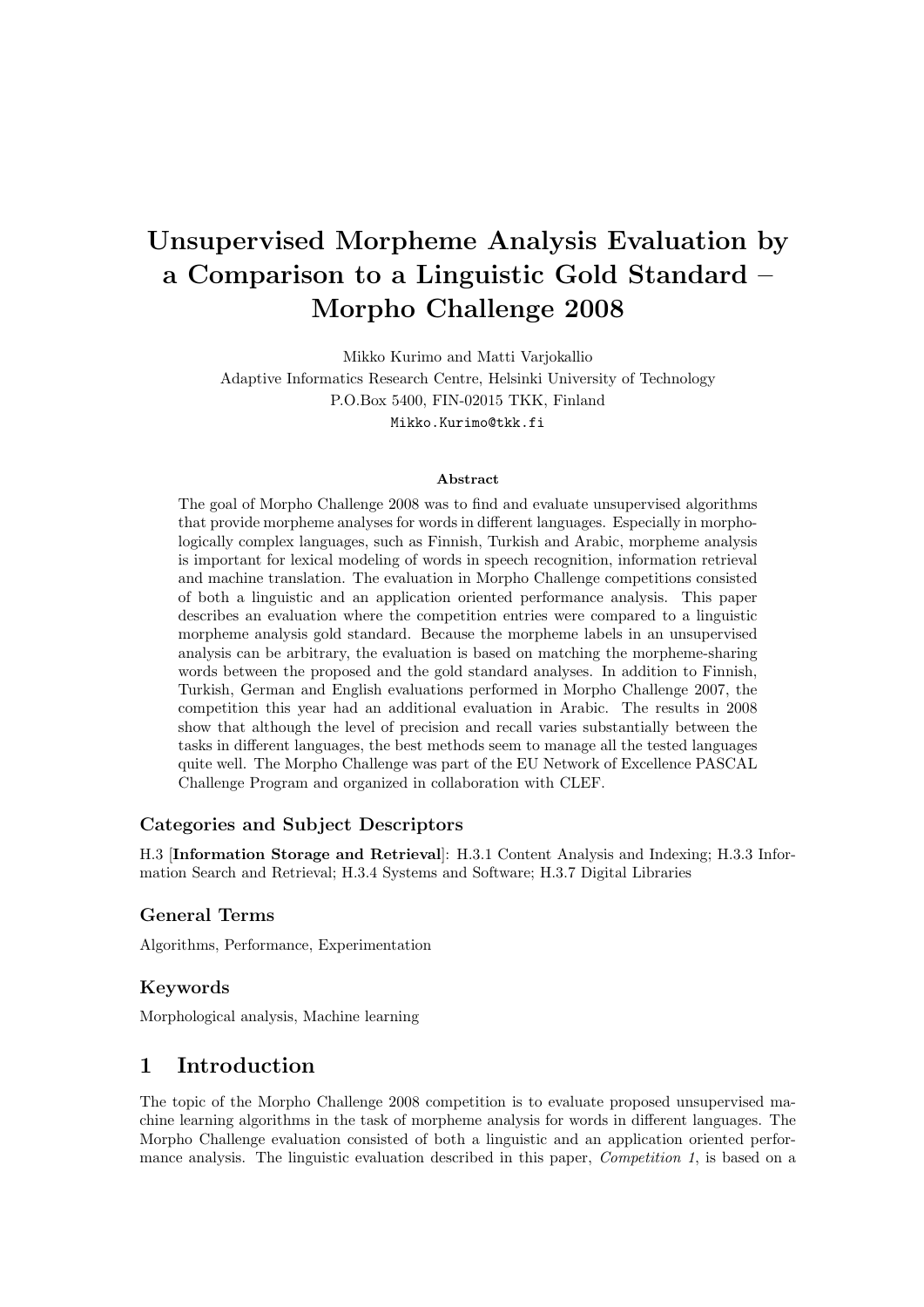# Unsupervised Morpheme Analysis Evaluation by a Comparison to a Linguistic Gold Standard – Morpho Challenge 2008

Mikko Kurimo and Matti Varjokallio

Adaptive Informatics Research Centre, Helsinki University of Technology

P.O.Box 5400, FIN-02015 TKK, Finland

`Mikko.Kurimo@tkk.fi`

### Abstract

The goal of Morpho Challenge 2008 was to find and evaluate unsupervised algorithms that provide morpheme analyses for words in different languages. Especially in morphologically complex languages, such as Finnish, Turkish and Arabic, morpheme analysis is important for lexical modeling of words in speech recognition, information retrieval and machine translation. The evaluation in Morpho Challenge competitions consisted of both a linguistic and an application oriented performance analysis. This paper describes an evaluation where the competition entries were compared to a linguistic morpheme analysis gold standard. Because the morpheme labels in an unsupervised analysis can be arbitrary, the evaluation is based on matching the morpheme-sharing words between the proposed and the gold standard analyses. In addition to Finnish, Turkish, German and English evaluations performed in Morpho Challenge 2007, the competition this year had an additional evaluation in Arabic. The results in 2008 show that although the level of precision and recall varies substantially between the tasks in different languages, the best methods seem to manage all the tested languages quite well. The Morpho Challenge was part of the EU Network of Excellence PASCAL Challenge Program and organized in collaboration with CLEF.

### Categories and Subject Descriptors

H.3 [**Information Storage and Retrieval**]: H.3.1 Content Analysis and Indexing; H.3.3 Information Search and Retrieval; H.3.4 Systems and Software; H.3.7 Digital Libraries

### General Terms

Algorithms, Performance, Experimentation

### Keywords

Morphological analysis, Machine learning

## 1 Introduction

The topic of the Morpho Challenge 2008 competition is to evaluate proposed unsupervised machine learning algorithms in the task of morpheme analysis for words in different languages. The Morpho Challenge evaluation consisted of both a linguistic and an application oriented performance analysis. The linguistic evaluation described in this paper, *Competition 1*, is based on a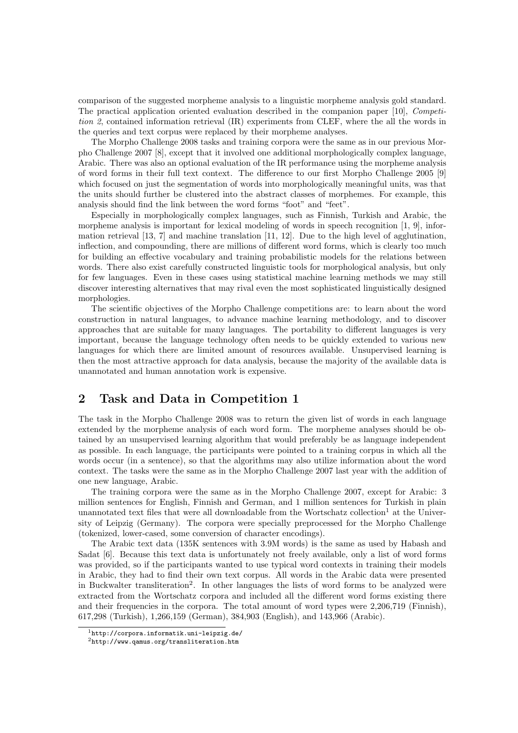comparison of the suggested morpheme analysis to a linguistic morpheme analysis gold standard. The practical application oriented evaluation described in the companion paper [10], *Competition 2*, contained information retrieval (IR) experiments from CLEF, where the all the words in the queries and text corpus were replaced by their morpheme analyses.

The Morpho Challenge 2008 tasks and training corpora were the same as in our previous Morpho Challenge 2007 [8], except that it involved one additional morphologically complex language, Arabic. There was also an optional evaluation of the IR performance using the morpheme analysis of word forms in their full text context. The difference to our first Morpho Challenge 2005 [9] which focused on just the segmentation of words into morphologically meaningful units, was that the units should further be clustered into the abstract classes of morphemes. For example, this analysis should find the link between the word forms "foot" and "feet".

Especially in morphologically complex languages, such as Finnish, Turkish and Arabic, the morpheme analysis is important for lexical modeling of words in speech recognition [1, 9], information retrieval [13, 7] and machine translation [11, 12]. Due to the high level of agglutination, inflection, and compounding, there are millions of different word forms, which is clearly too much for building an effective vocabulary and training probabilistic models for the relations between words. There also exist carefully constructed linguistic tools for morphological analysis, but only for few languages. Even in these cases using statistical machine learning methods we may still discover interesting alternatives that may rival even the most sophisticated linguistically designed morphologies.

The scientific objectives of the Morpho Challenge competitions are: to learn about the word construction in natural languages, to advance machine learning methodology, and to discover approaches that are suitable for many languages. The portability to different languages is very important, because the language technology often needs to be quickly extended to various new languages for which there are limited amount of resources available. Unsupervised learning is then the most attractive approach for data analysis, because the majority of the available data is unannotated and human annotation work is expensive.

## 2 Task and Data in Competition 1

The task in the Morpho Challenge 2008 was to return the given list of words in each language extended by the morpheme analysis of each word form. The morpheme analyses should be obtained by an unsupervised learning algorithm that would preferably be as language independent as possible. In each language, the participants were pointed to a training corpus in which all the words occur (in a sentence), so that the algorithms may also utilize information about the word context. The tasks were the same as in the Morpho Challenge 2007 last year with the addition of one new language, Arabic.

The training corpora were the same as in the Morpho Challenge 2007, except for Arabic: 3 million sentences for English, Finnish and German, and 1 million sentences for Turkish in plain unannotated text files that were all downloadable from the Wortschatz collection[1] at the University of Leipzig (Germany). The corpora were specially preprocessed for the Morpho Challenge (tokenized, lower-cased, some conversion of character encodings).

The Arabic text data (135K sentences with 3.9M words) is the same as used by Habash and Sadat [6]. Because this text data is unfortunately not freely available, only a list of word forms was provided, so if the participants wanted to use typical word contexts in training their models in Arabic, they had to find their own text corpus. All words in the Arabic data were presented in Buckwalter transliteration[2]. In other languages the lists of word forms to be analyzed were extracted from the Wortschatz corpora and included all the different word forms existing there and their frequencies in the corpora. The total amount of word types were 2,206,719 (Finnish), 617,298 (Turkish), 1,266,159 (German), 384,903 (English), and 143,966 (Arabic).

[1] http://corpora.informatik.uni-leipzig.de/

[2] http://www.qamus.org/transliteration.htm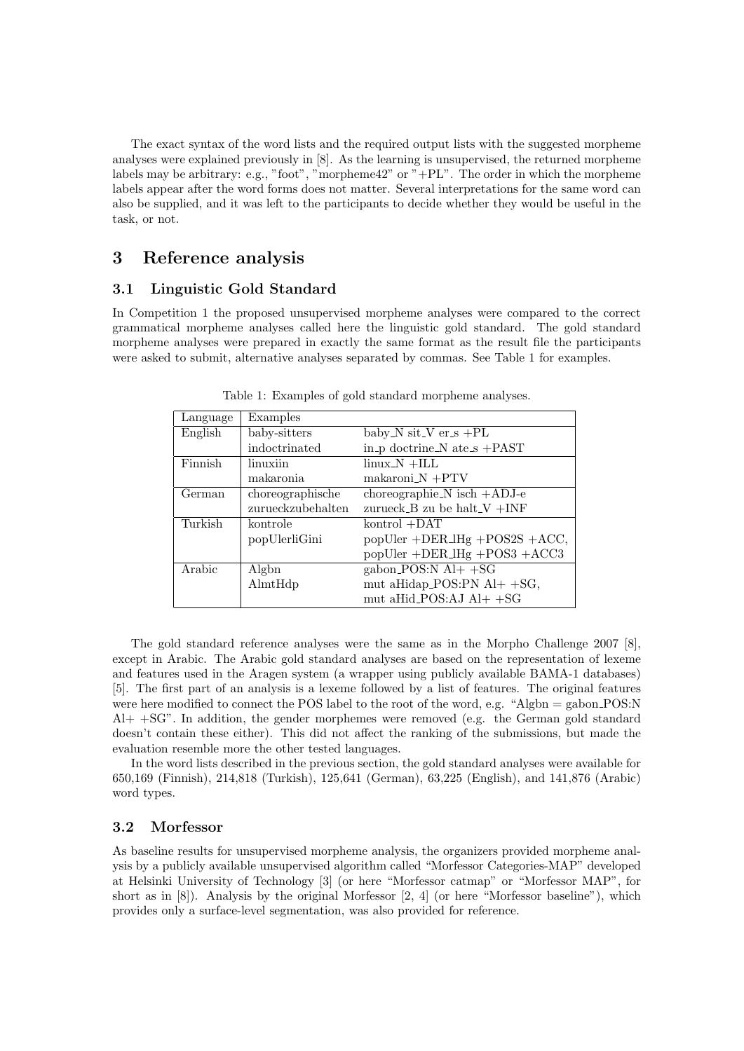The exact syntax of the word lists and the required output lists with the suggested morpheme analyses were explained previously in [8]. As the learning is unsupervised, the returned morpheme labels may be arbitrary: e.g., "foot", "morpheme42" or "+PL". The order in which the morpheme labels appear after the word forms does not matter. Several interpretations for the same word can also be supplied, and it was left to the participants to decide whether they would be useful in the task, or not.

## 3 Reference analysis

### 3.1 Linguistic Gold Standard

In Competition 1 the proposed unsupervised morpheme analyses were compared to the correct grammatical morpheme analyses called here the linguistic gold standard. The gold standard morpheme analyses were prepared in exactly the same format as the result file the participants were asked to submit, alternative analyses separated by commas. See Table 1 for examples.

Table 1: Examples of gold standard morpheme analyses.

| Language | Examples | |
|---|---|---|
| English | baby-sitters | baby_N sit_V er_s +PL |
| | indoctrinated | in_p doctrine_N ate_s +PAST |
| Finnish | linuxiin | linux_N +ILL |
| | makaronia | makaroni_N +PTV |
| German | choreographische | choreographie_N isch +ADJ-e |
| | zurueckzubehalten | zurueck_B zu be halt_V +INF |
| Turkish | kontrole | kontrol +DAT |
| | popUlerliGini | popUler +DER_lHg +POS2S +ACC, |
| | | popUler +DER_lHg +POS3 +ACC3 |
| Arabic | Algbn | gabon_POS:N Al+ +SG |
| | AlmtHdp | mut aHidap_POS:PN Al+ +SG, |
| | | mut aHid_POS:AJ Al+ +SG |

The gold standard reference analyses were the same as in the Morpho Challenge 2007 [8], except in Arabic. The Arabic gold standard analyses are based on the representation of lexeme and features used in the Aragen system (a wrapper using publicly available BAMA-1 databases) [5]. The first part of an analysis is a lexeme followed by a list of features. The original features were here modified to connect the POS label to the root of the word, e.g. "Algbn = gabon_POS:N Al+ +SG". In addition, the gender morphemes were removed (e.g. the German gold standard doesn't contain these either). This did not affect the ranking of the submissions, but made the evaluation resemble more the other tested languages.

In the word lists described in the previous section, the gold standard analyses were available for 650,169 (Finnish), 214,818 (Turkish), 125,641 (German), 63,225 (English), and 141,876 (Arabic) word types.

### 3.2 Morfessor

As baseline results for unsupervised morpheme analysis, the organizers provided morpheme analysis by a publicly available unsupervised algorithm called "Morfessor Categories-MAP" developed at Helsinki University of Technology [3] (or here "Morfessor catmap" or "Morfessor MAP", for short as in [8]). Analysis by the original Morfessor [2, 4] (or here "Morfessor baseline"), which provides only a surface-level segmentation, was also provided for reference.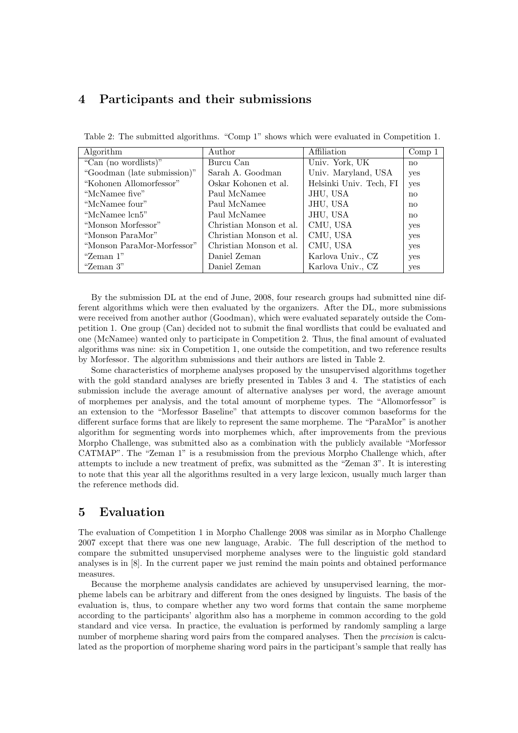## 4 Participants and their submissions

Table 2: The submitted algorithms. "Comp 1" shows which were evaluated in Competition 1.

| Algorithm | Author | Affiliation | Comp 1 |
|---|---|---|---|
| "Can (no wordlists)" | Burcu Can | Univ. York, UK | no |
| "Goodman (late submission)" | Sarah A. Goodman | Univ. Maryland, USA | yes |
| "Kohonen Allomorfessor" | Oskar Kohonen et al. | Helsinki Univ. Tech, FI | yes |
| "McNamee five" | Paul McNamee | JHU, USA | no |
| "McNamee four" | Paul McNamee | JHU, USA | no |
| "McNamee lcn5" | Paul McNamee | JHU, USA | no |
| "Monson Morfessor" | Christian Monson et al. | CMU, USA | yes |
| "Monson ParaMor" | Christian Monson et al. | CMU, USA | yes |
| "Monson ParaMor-Morfessor" | Christian Monson et al. | CMU, USA | yes |
| "Zeman 1" | Daniel Zeman | Karlova Univ., CZ | yes |
| "Zeman 3" | Daniel Zeman | Karlova Univ., CZ | yes |

By the submission DL at the end of June, 2008, four research groups had submitted nine different algorithms which were then evaluated by the organizers. After the DL, more submissions were received from another author (Goodman), which were evaluated separately outside the Competition 1. One group (Can) decided not to submit the final wordlists that could be evaluated and one (McNamee) wanted only to participate in Competition 2. Thus, the final amount of evaluated algorithms was nine: six in Competition 1, one outside the competition, and two reference results by Morfessor. The algorithm submissions and their authors are listed in Table 2.

Some characteristics of morpheme analyses proposed by the unsupervised algorithms together with the gold standard analyses are briefly presented in Tables 3 and 4. The statistics of each submission include the average amount of alternative analyses per word, the average amount of morphemes per analysis, and the total amount of morpheme types. The "Allomorfessor" is an extension to the "Morfessor Baseline" that attempts to discover common baseforms for the different surface forms that are likely to represent the same morpheme. The "ParaMor" is another algorithm for segmenting words into morphemes which, after improvements from the previous Morpho Challenge, was submitted also as a combination with the publicly available "Morfessor CATMAP". The "Zeman 1" is a resubmission from the previous Morpho Challenge which, after attempts to include a new treatment of prefix, was submitted as the "Zeman 3". It is interesting to note that this year all the algorithms resulted in a very large lexicon, usually much larger than the reference methods did.

## 5 Evaluation

The evaluation of Competition 1 in Morpho Challenge 2008 was similar as in Morpho Challenge 2007 except that there was one new language, Arabic. The full description of the method to compare the submitted unsupervised morpheme analyses were to the linguistic gold standard analyses is in [8]. In the current paper we just remind the main points and obtained performance measures.

Because the morpheme analysis candidates are achieved by unsupervised learning, the morpheme labels can be arbitrary and different from the ones designed by linguists. The basis of the evaluation is, thus, to compare whether any two word forms that contain the same morpheme according to the participants' algorithm also has a morpheme in common according to the gold standard and vice versa. In practice, the evaluation is performed by randomly sampling a large number of morpheme sharing word pairs from the compared analyses. Then the *precision* is calculated as the proportion of morpheme sharing word pairs in the participant's sample that really has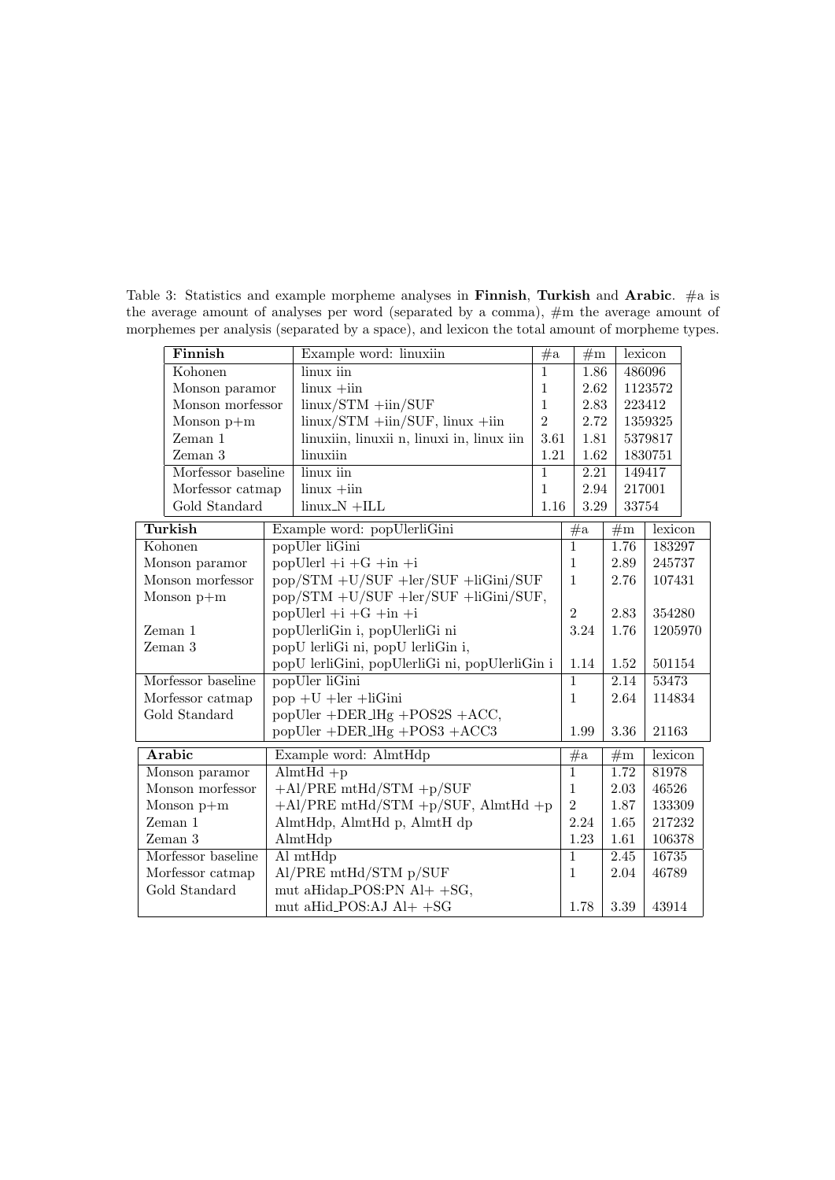Table 3: Statistics and example morpheme analyses in **Finnish**, **Turkish** and **Arabic**. #a is the average amount of analyses per word (separated by a comma), #m the average amount of morphemes per analysis (separated by a space), and lexicon the total amount of morpheme types.

| **Finnish** | Example word: linuxiin | #a | #m | lexicon |
|---|---|---|---|---|
| Kohonen | linux iin | 1 | 1.86 | 486096 |
| Monson paramor | linux +iin | 1 | 2.62 | 1123572 |
| Monson morfessor | linux/STM +iin/SUF | 1 | 2.83 | 223412 |
| Monson p+m | linux/STM +iin/SUF, linux +iin | 2 | 2.72 | 1359325 |
| Zeman 1 | linuxiin, linuxii n, linuxi in, linux iin | 3.61 | 1.81 | 5379817 |
| Zeman 3 | linuxiin | 1.21 | 1.62 | 1830751 |
| Morfessor baseline | linux iin | 1 | 2.21 | 149417 |
| Morfessor catmap | linux +iin | 1 | 2.94 | 217001 |
| Gold Standard | linux_N +ILL | 1.16 | 3.29 | 33754 |

| **Turkish** | Example word: popUlerliGini | #a | #m | lexicon |
|---|---|---|---|---|
| Kohonen | popUler liGini | 1 | 1.76 | 183297 |
| Monson paramor | popUlerl +i +G +in +i | 1 | 2.89 | 245737 |
| Monson morfessor | pop/STM +U/SUF +ler/SUF +liGini/SUF | 1 | 2.76 | 107431 |
| Monson p+m | pop/STM +U/SUF +ler/SUF +liGini/SUF, popUlerl +i +G +in +i | 2 | 2.83 | 354280 |
| Zeman 1 | popUlerliGin i, popUlerliGi ni | 3.24 | 1.76 | 1205970 |
| Zeman 3 | popU lerliGi ni, popU lerliGin i, popU lerliGini, popUlerliGi ni, popUlerliGin i | 1.14 | 1.52 | 501154 |
| Morfessor baseline | popUler liGini | 1 | 2.14 | 53473 |
| Morfessor catmap | pop +U +ler +liGini | 1 | 2.64 | 114834 |
| Gold Standard | popUler +DER_lHg +POS2S +ACC, popUler +DER_lHg +POS3 +ACC3 | 1.99 | 3.36 | 21163 |

| **Arabic** | Example word: AlmtHdp | #a | #m | lexicon |
|---|---|---|---|---|
| Monson paramor | AlmtHd +p | 1 | 1.72 | 81978 |
| Monson morfessor | +Al/PRE mtHd/STM +p/SUF | 1 | 2.03 | 46526 |
| Monson p+m | +Al/PRE mtHd/STM +p/SUF, AlmtHd +p | 2 | 1.87 | 133309 |
| Zeman 1 | AlmtHdp, AlmtHd p, AlmtH dp | 2.24 | 1.65 | 217232 |
| Zeman 3 | AlmtHdp | 1.23 | 1.61 | 106378 |
| Morfessor baseline | Al mtHdp | 1 | 2.45 | 16735 |
| Morfessor catmap | Al/PRE mtHd/STM p/SUF | 1 | 2.04 | 46789 |
| Gold Standard | mut aHidap_POS:PN Al+ +SG, mut aHid_POS:AJ Al+ +SG | 1.78 | 3.39 | 43914 |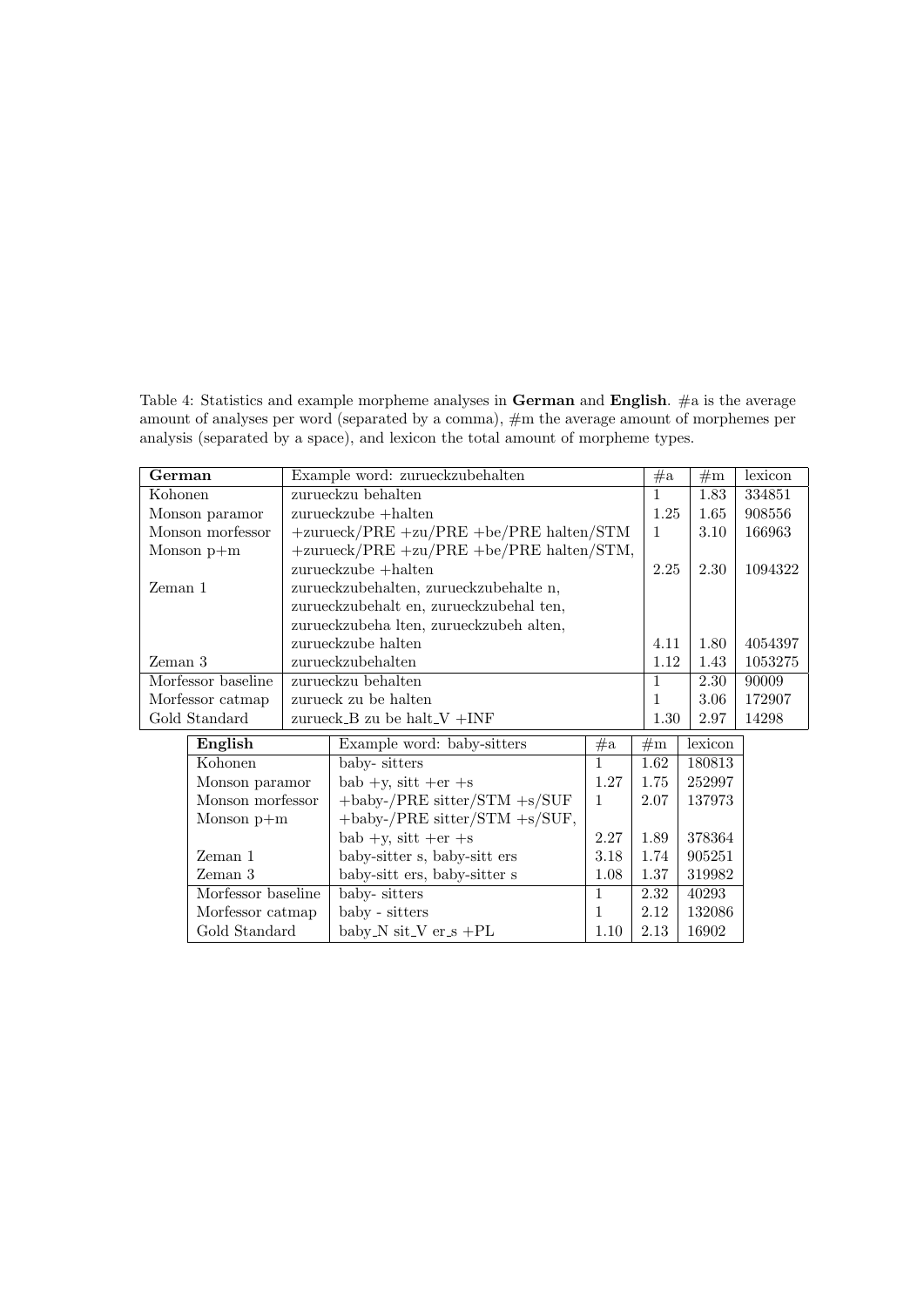Table 4: Statistics and example morpheme analyses in **German** and **English**. #a is the average amount of analyses per word (separated by a comma), #m the average amount of morphemes per analysis (separated by a space), and lexicon the total amount of morpheme types.

| **German** | Example word: zurueckzubehalten | #a | #m | lexicon |
|---|---|---|---|---|
| Kohonen | zurueckzu behalten | 1 | 1.83 | 334851 |
| Monson paramor | zurueckzube +halten | 1.25 | 1.65 | 908556 |
| Monson morfessor | +zurueck/PRE +zu/PRE +be/PRE halten/STM | 1 | 3.10 | 166963 |
| Monson p+m | +zurueck/PRE +zu/PRE +be/PRE halten/STM, zurueckzube +halten | 2.25 | 2.30 | 1094322 |
| Zeman 1 | zurueckzubehalten, zurueckzubehalte n, zurueckzubehalt en, zurueckzubehal ten, zurueckzubeha lten, zurueckzubeh alten, zurueckzube halten | 4.11 | 1.80 | 4054397 |
| Zeman 3 | zurueckzubehalten | 1.12 | 1.43 | 1053275 |
| Morfessor baseline | zurueckzu behalten | 1 | 2.30 | 90009 |
| Morfessor catmap | zurueck zu be halten | 1 | 3.06 | 172907 |
| Gold Standard | zurueck_B zu be halt_V +INF | 1.30 | 2.97 | 14298 |

| **English** | Example word: baby-sitters | #a | #m | lexicon |
|---|---|---|---|---|
| Kohonen | baby- sitters | 1 | 1.62 | 180813 |
| Monson paramor | bab +y, sitt +er +s | 1.27 | 1.75 | 252997 |
| Monson morfessor | +baby-/PRE sitter/STM +s/SUF | 1 | 2.07 | 137973 |
| Monson p+m | +baby-/PRE sitter/STM +s/SUF, bab +y, sitt +er +s | 2.27 | 1.89 | 378364 |
| Zeman 1 | baby-sitter s, baby-sitt ers | 3.18 | 1.74 | 905251 |
| Zeman 3 | baby-sitt ers, baby-sitter s | 1.08 | 1.37 | 319982 |
| Morfessor baseline | baby- sitters | 1 | 2.32 | 40293 |
| Morfessor catmap | baby - sitters | 1 | 2.12 | 132086 |
| Gold Standard | baby_N sit_V er_s +PL | 1.10 | 2.13 | 16902 |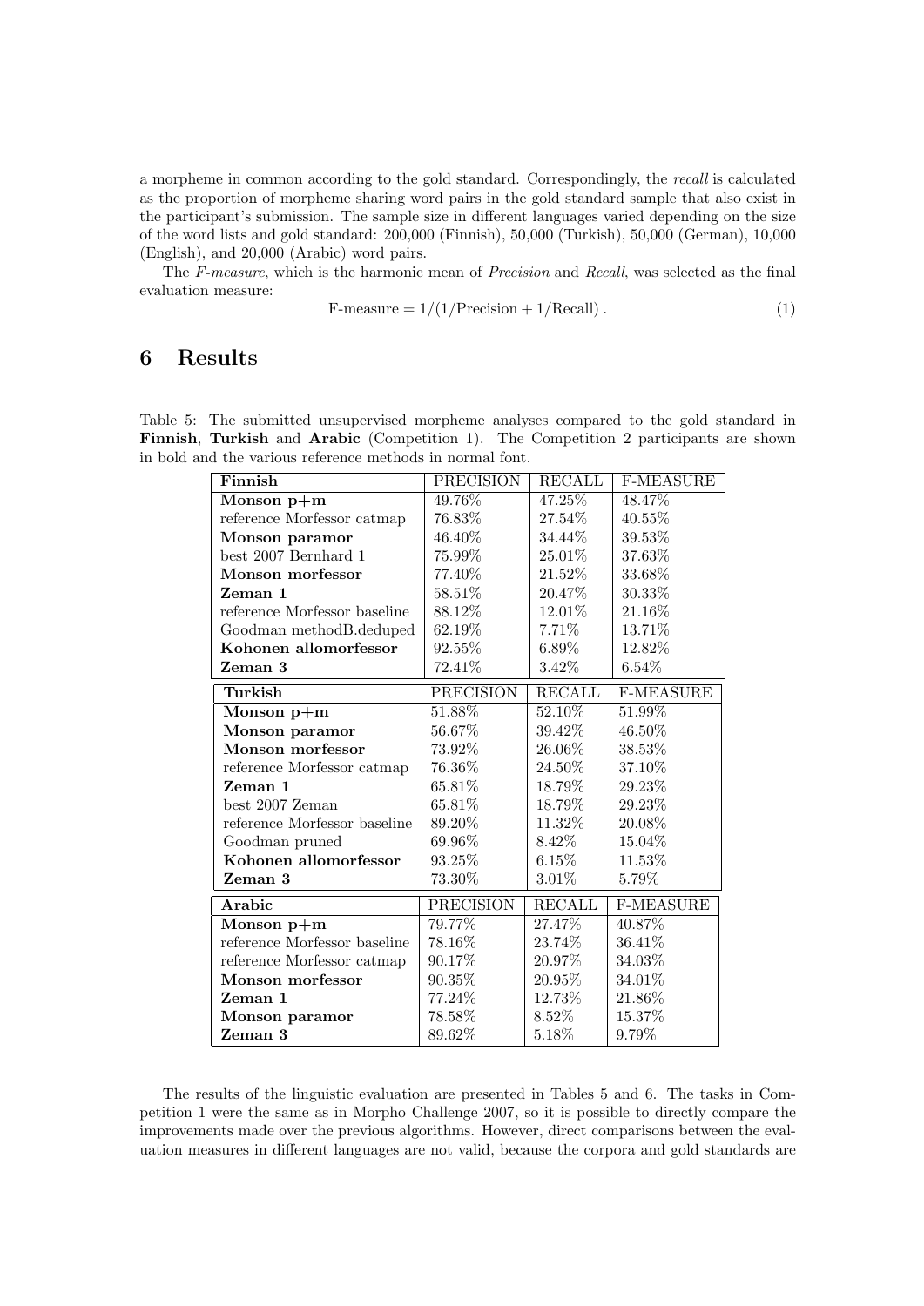a morpheme in common according to the gold standard. Correspondingly, the *recall* is calculated as the proportion of morpheme sharing word pairs in the gold standard sample that also exist in the participant's submission. The sample size in different languages varied depending on the size of the word lists and gold standard: 200,000 (Finnish), 50,000 (Turkish), 50,000 (German), 10,000 (English), and 20,000 (Arabic) word pairs.

The *F-measure*, which is the harmonic mean of *Precision* and *Recall*, was selected as the final evaluation measure:

$$\text{F-measure} = 1/(1/\text{Precision} + 1/\text{Recall}) . \quad (1)$$

# 6 Results

Table 5: The submitted unsupervised morpheme analyses compared to the gold standard in **Finnish**, **Turkish** and **Arabic** (Competition 1). The Competition 2 participants are shown in bold and the various reference methods in normal font.

| Finnish | PRECISION | RECALL | F-MEASURE |
|---|---|---|---|
| **Monson p+m** | 49.76% | 47.25% | 48.47% |
| reference Morfessor catmap | 76.83% | 27.54% | 40.55% |
| **Monson paramor** | 46.40% | 34.44% | 39.53% |
| best 2007 Bernhard 1 | 75.99% | 25.01% | 37.63% |
| **Monson morfessor** | 77.40% | 21.52% | 33.68% |
| **Zeman 1** | 58.51% | 20.47% | 30.33% |
| reference Morfessor baseline | 88.12% | 12.01% | 21.16% |
| Goodman methodB.deduped | 62.19% | 7.71% | 13.71% |
| **Kohonen allomorfessor** | 92.55% | 6.89% | 12.82% |
| **Zeman 3** | 72.41% | 3.42% | 6.54% |

| Turkish | PRECISION | RECALL | F-MEASURE |
|---|---|---|---|
| **Monson p+m** | 51.88% | 52.10% | 51.99% |
| **Monson paramor** | 56.67% | 39.42% | 46.50% |
| **Monson morfessor** | 73.92% | 26.06% | 38.53% |
| reference Morfessor catmap | 76.36% | 24.50% | 37.10% |
| **Zeman 1** | 65.81% | 18.79% | 29.23% |
| best 2007 Zeman | 65.81% | 18.79% | 29.23% |
| reference Morfessor baseline | 89.20% | 11.32% | 20.08% |
| Goodman pruned | 69.96% | 8.42% | 15.04% |
| **Kohonen allomorfessor** | 93.25% | 6.15% | 11.53% |
| **Zeman 3** | 73.30% | 3.01% | 5.79% |

| Arabic | PRECISION | RECALL | F-MEASURE |
|---|---|---|---|
| **Monson p+m** | 79.77% | 27.47% | 40.87% |
| reference Morfessor baseline | 78.16% | 23.74% | 36.41% |
| reference Morfessor catmap | 90.17% | 20.97% | 34.03% |
| **Monson morfessor** | 90.35% | 20.95% | 34.01% |
| **Zeman 1** | 77.24% | 12.73% | 21.86% |
| **Monson paramor** | 78.58% | 8.52% | 15.37% |
| **Zeman 3** | 89.62% | 5.18% | 9.79% |

The results of the linguistic evaluation are presented in Tables 5 and 6. The tasks in Competition 1 were the same as in Morpho Challenge 2007, so it is possible to directly compare the improvements made over the previous algorithms. However, direct comparisons between the evaluation measures in different languages are not valid, because the corpora and gold standards are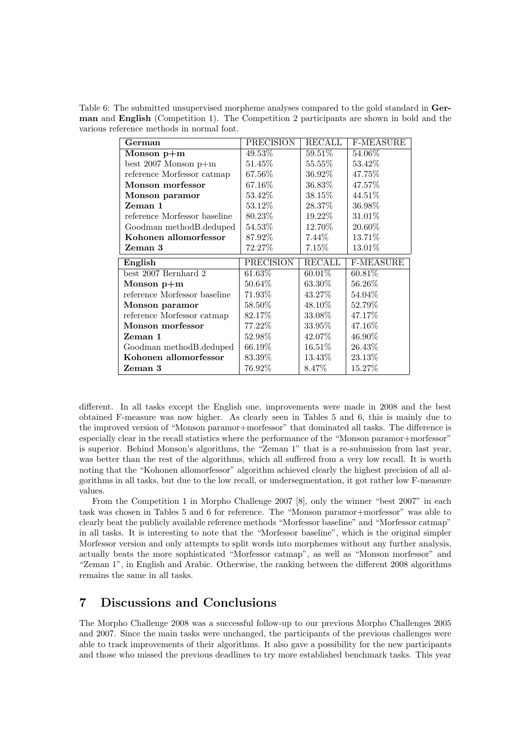Table 6: The submitted unsupervised morpheme analyses compared to the gold standard in **German** and **English** (Competition 1). The Competition 2 participants are shown in bold and the various reference methods in normal font.

| German | PRECISION | RECALL | F-MEASURE |
|---|---|---|---|
| **Monson p+m** | 49.53% | 59.51% | 54.06% |
| best 2007 Monson p+m | 51.45% | 55.55% | 53.42% |
| reference Morfessor catmap | 67.56% | 36.92% | 47.75% |
| **Monson morfessor** | 67.16% | 36.83% | 47.57% |
| **Monson paramor** | 53.42% | 38.15% | 44.51% |
| **Zeman 1** | 53.12% | 28.37% | 36.98% |
| reference Morfessor baseline | 80.23% | 19.22% | 31.01% |
| Goodman methodB.deduped | 54.53% | 12.70% | 20.60% |
| **Kohonen allomorfessor** | 87.92% | 7.44% | 13.71% |
| **Zeman 3** | 72.27% | 7.15% | 13.01% |

| English | PRECISION | RECALL | F-MEASURE |
|---|---|---|---|
| best 2007 Bernhard 2 | 61.63% | 60.01% | 60.81% |
| **Monson p+m** | 50.64% | 63.30% | 56.26% |
| reference Morfessor baseline | 71.93% | 43.27% | 54.04% |
| **Monson paramor** | 58.50% | 48.10% | 52.79% |
| reference Morfessor catmap | 82.17% | 33.08% | 47.17% |
| **Monson morfessor** | 77.22% | 33.95% | 47.16% |
| **Zeman 1** | 52.98% | 42.07% | 46.90% |
| Goodman methodB.deduped | 66.19% | 16.51% | 26.43% |
| **Kohonen allomorfessor** | 83.39% | 13.43% | 23.13% |
| **Zeman 3** | 76.92% | 8.47% | 15.27% |

different. In all tasks except the English one, improvements were made in 2008 and the best obtained F-measure was now higher. As clearly seen in Tables 5 and 6, this is mainly due to the improved version of "Monson paramor+morfessor" that dominated all tasks. The difference is especially clear in the recall statistics where the performance of the "Monson paramor+morfessor" is superior. Behind Monson's algorithms, the "Zeman 1" that is a re-submission from last year, was better than the rest of the algorithms, which all suffered from a very low recall. It is worth noting that the "Kohonen allomorfessor" algorithm achieved clearly the highest precision of all algorithms in all tasks, but due to the low recall, or undersegmentation, it got rather low F-measure values.

From the Competition 1 in Morpho Challenge 2007 [8], only the winner "best 2007" in each task was chosen in Tables 5 and 6 for reference. The "Monson paramor+morfessor" was able to clearly beat the publicly available reference methods "Morfessor baseline" and "Morfessor catmap" in all tasks. It is interesting to note that the "Morfessor baseline", which is the original simpler Morfessor version and only attempts to split words into morphemes without any further analysis, actually beats the more sophisticated "Morfessor catmap", as well as "Monson morfessor" and "Zeman 1", in English and Arabic. Otherwise, the ranking between the different 2008 algorithms remains the same in all tasks.

# 7 Discussions and Conclusions

The Morpho Challenge 2008 was a successful follow-up to our previous Morpho Challenges 2005 and 2007. Since the main tasks were unchanged, the participants of the previous challenges were able to track improvements of their algorithms. It also gave a possibility for the new participants and those who missed the previous deadlines to try more established benchmark tasks. This year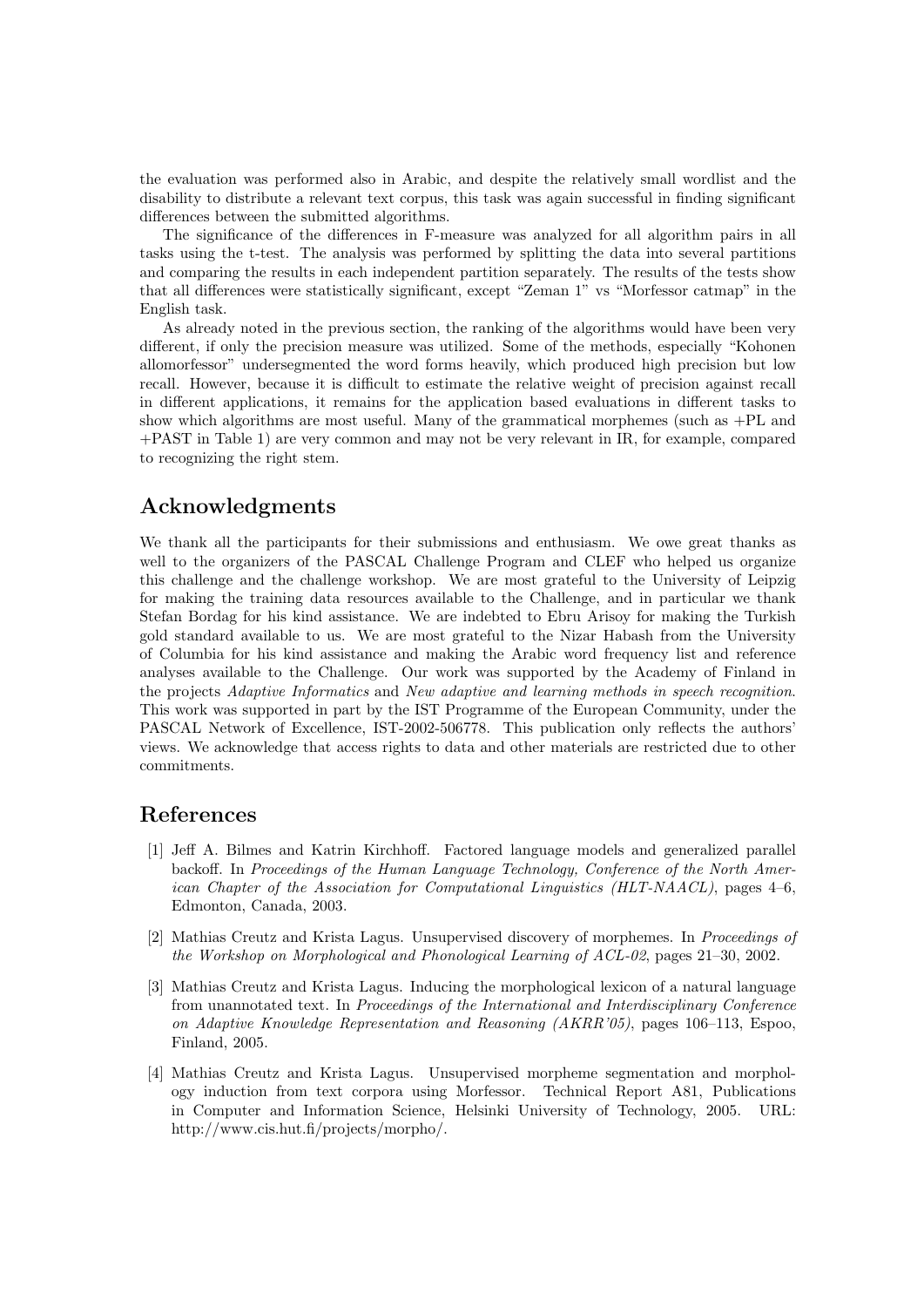the evaluation was performed also in Arabic, and despite the relatively small wordlist and the disability to distribute a relevant text corpus, this task was again successful in finding significant differences between the submitted algorithms.

The significance of the differences in F-measure was analyzed for all algorithm pairs in all tasks using the t-test. The analysis was performed by splitting the data into several partitions and comparing the results in each independent partition separately. The results of the tests show that all differences were statistically significant, except "Zeman 1" vs "Morfessor catmap" in the English task.

As already noted in the previous section, the ranking of the algorithms would have been very different, if only the precision measure was utilized. Some of the methods, especially "Kohonen allomorfessor" undersegmented the word forms heavily, which produced high precision but low recall. However, because it is difficult to estimate the relative weight of precision against recall in different applications, it remains for the application based evaluations in different tasks to show which algorithms are most useful. Many of the grammatical morphemes (such as +PL and +PAST in Table 1) are very common and may not be very relevant in IR, for example, compared to recognizing the right stem.

## Acknowledgments

We thank all the participants for their submissions and enthusiasm. We owe great thanks as well to the organizers of the PASCAL Challenge Program and CLEF who helped us organize this challenge and the challenge workshop. We are most grateful to the University of Leipzig for making the training data resources available to the Challenge, and in particular we thank Stefan Bordag for his kind assistance. We are indebted to Ebru Arisoy for making the Turkish gold standard available to us. We are most grateful to the Nizar Habash from the University of Columbia for his kind assistance and making the Arabic word frequency list and reference analyses available to the Challenge. Our work was supported by the Academy of Finland in the projects *Adaptive Informatics* and *New adaptive and learning methods in speech recognition*. This work was supported in part by the IST Programme of the European Community, under the PASCAL Network of Excellence, IST-2002-506778. This publication only reflects the authors' views. We acknowledge that access rights to data and other materials are restricted due to other commitments.

## References

[1] Jeff A. Bilmes and Katrin Kirchhoff. Factored language models and generalized parallel backoff. In *Proceedings of the Human Language Technology, Conference of the North American Chapter of the Association for Computational Linguistics (HLT-NAACL)*, pages 4–6, Edmonton, Canada, 2003.

[2] Mathias Creutz and Krista Lagus. Unsupervised discovery of morphemes. In *Proceedings of the Workshop on Morphological and Phonological Learning of ACL-02*, pages 21–30, 2002.

[3] Mathias Creutz and Krista Lagus. Inducing the morphological lexicon of a natural language from unannotated text. In *Proceedings of the International and Interdisciplinary Conference on Adaptive Knowledge Representation and Reasoning (AKRR'05)*, pages 106–113, Espoo, Finland, 2005.

[4] Mathias Creutz and Krista Lagus. Unsupervised morpheme segmentation and morphology induction from text corpora using Morfessor. Technical Report A81, Publications in Computer and Information Science, Helsinki University of Technology, 2005. URL: http://www.cis.hut.fi/projects/morpho/.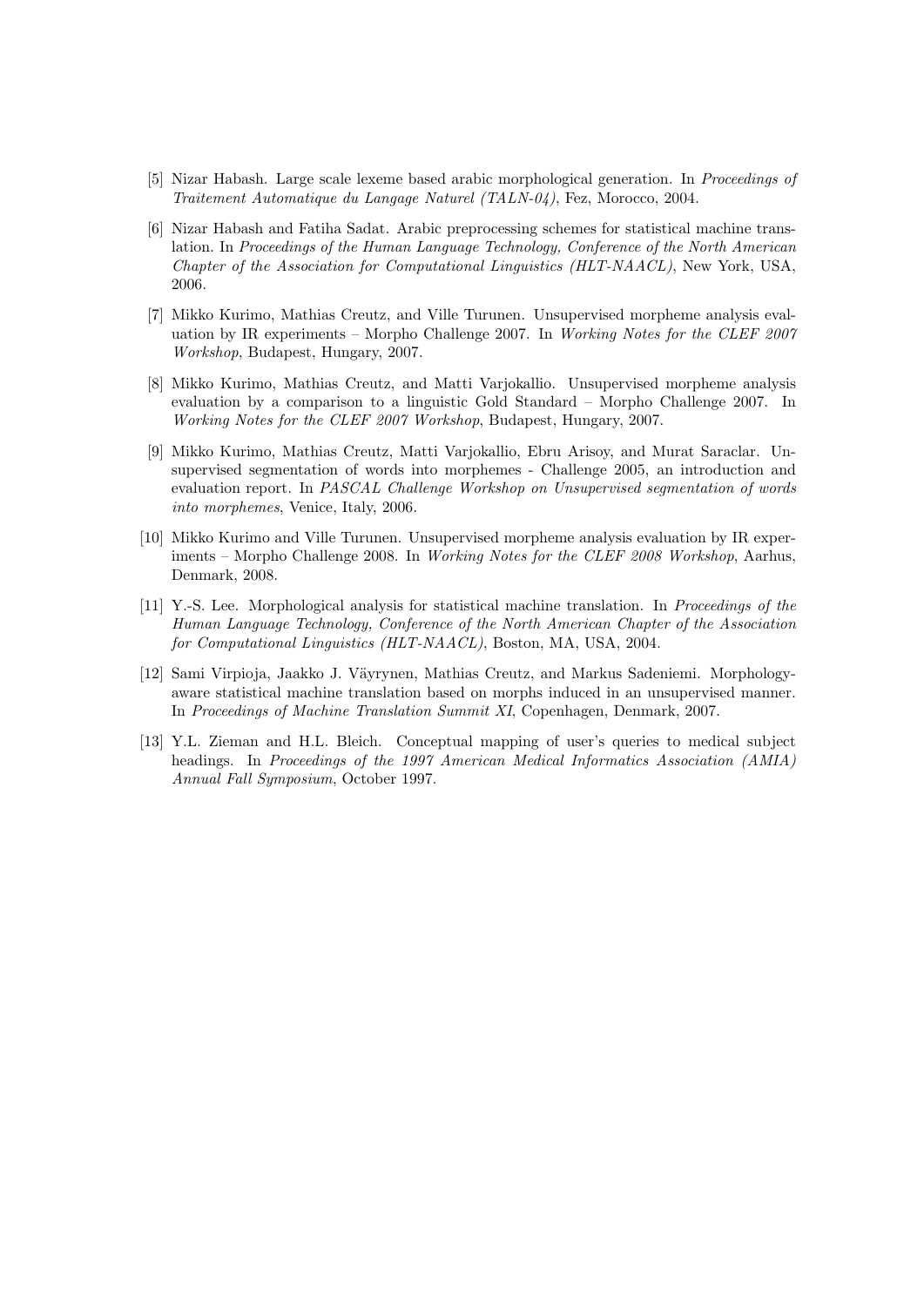[5] Nizar Habash. Large scale lexeme based arabic morphological generation. In *Proceedings of Traitement Automatique du Langage Naturel (TALN-04)*, Fez, Morocco, 2004.

[6] Nizar Habash and Fatiha Sadat. Arabic preprocessing schemes for statistical machine translation. In *Proceedings of the Human Language Technology, Conference of the North American Chapter of the Association for Computational Linguistics (HLT-NAACL)*, New York, USA, 2006.

[7] Mikko Kurimo, Mathias Creutz, and Ville Turunen. Unsupervised morpheme analysis evaluation by IR experiments – Morpho Challenge 2007. In *Working Notes for the CLEF 2007 Workshop*, Budapest, Hungary, 2007.

[8] Mikko Kurimo, Mathias Creutz, and Matti Varjokallio. Unsupervised morpheme analysis evaluation by a comparison to a linguistic Gold Standard – Morpho Challenge 2007. In *Working Notes for the CLEF 2007 Workshop*, Budapest, Hungary, 2007.

[9] Mikko Kurimo, Mathias Creutz, Matti Varjokallio, Ebru Arisoy, and Murat Saraclar. Unsupervised segmentation of words into morphemes - Challenge 2005, an introduction and evaluation report. In *PASCAL Challenge Workshop on Unsupervised segmentation of words into morphemes*, Venice, Italy, 2006.

[10] Mikko Kurimo and Ville Turunen. Unsupervised morpheme analysis evaluation by IR experiments – Morpho Challenge 2008. In *Working Notes for the CLEF 2008 Workshop*, Aarhus, Denmark, 2008.

[11] Y.-S. Lee. Morphological analysis for statistical machine translation. In *Proceedings of the Human Language Technology, Conference of the North American Chapter of the Association for Computational Linguistics (HLT-NAACL)*, Boston, MA, USA, 2004.

[12] Sami Virpioja, Jaakko J. Väyrynen, Mathias Creutz, and Markus Sadeniemi. Morphology-aware statistical machine translation based on morphs induced in an unsupervised manner. In *Proceedings of Machine Translation Summit XI*, Copenhagen, Denmark, 2007.

[13] Y.L. Zieman and H.L. Bleich. Conceptual mapping of user's queries to medical subject headings. In *Proceedings of the 1997 American Medical Informatics Association (AMIA) Annual Fall Symposium*, October 1997.